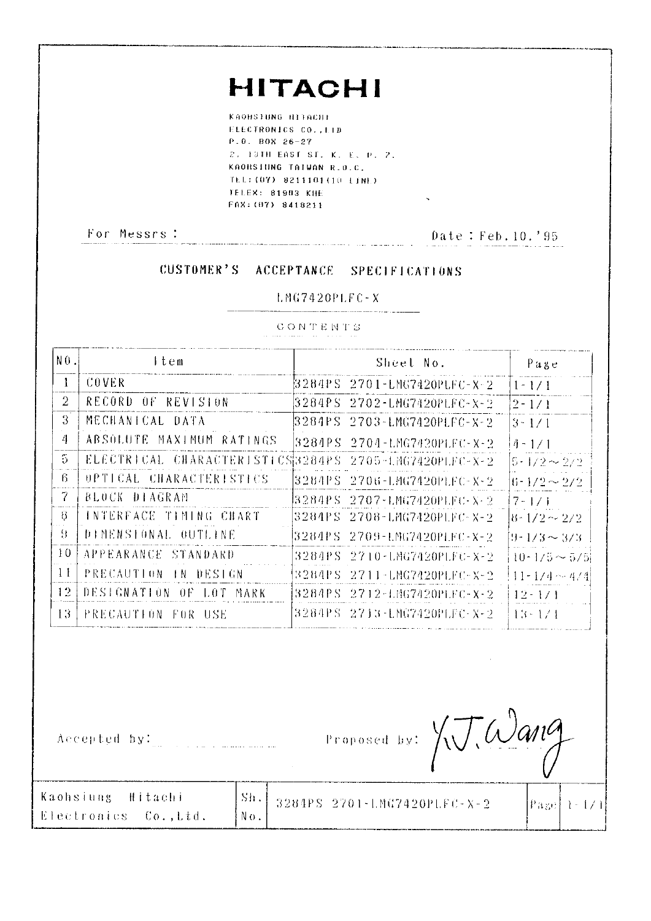# HITACHI

KAOHSIUNG HITACHI
ELECTRONICS CO.,LTD
P.O. BOX 26-27
2, 13TH EAST ST. K. E. P. Z.
KAOHSIUNG TAIWAN R.O.C.
TEL:(07) 8211101(10 LINE)
TELEX: 81903 KHE
FAX:(07) 8418211

For Messrs :

Date : Feb.10.'95

## CUSTOMER'S ACCEPTANCE SPECIFICATIONS

### LMG7420PLFC-X

CONTENTS

| NO. | Item | Sheet No. | Page |
|---|---|---|---|
| 1 | COVER | 3284PS 2701-LMG7420PLFC-X-2 | 1-1/1 |
| 2 | RECORD OF REVISION | 3284PS 2702-LMG7420PLFC-X-2 | 2-1/1 |
| 3 | MECHANICAL DATA | 3284PS 2703-LMG7420PLFC-X-2 | 3-1/1 |
| 4 | ABSOLUTE MAXIMUM RATINGS | 3284PS 2704-LMG7420PLFC-X-2 | 4-1/1 |
| 5 | ELECTRICAL CHARACTERISTICS | 3284PS 2705-LMG7420PLFC-X-2 | 5-1/2～2/2 |
| 6 | OPTICAL CHARACTERISTICS | 3284PS 2706-LMG7420PLFC-X-2 | 6-1/2～2/2 |
| 7 | BLOCK DIAGRAM | 3284PS 2707-LMG7420PLFC-X-2 | 7-1/1 |
| 8 | INTERFACE TIMING CHART | 3284PS 2708-LMG7420PLFC-X-2 | 8-1/2～2/2 |
| 9 | DIMENSIONAL OUTLINE | 3284PS 2709-LMG7420PLFC-X-2 | 9-1/3～3/3 |
| 10 | APPEARANCE STANDARD | 3284PS 2710-LMG7420PLFC-X-2 | 10-1/5～5/5 |
| 11 | PRECAUTION IN DESIGN | 3284PS 2711-LMG7420PLFC-X-2 | 11-1/4～4/4 |
| 12 | DESIGNATION OF LOT MARK | 3284PS 2712-LMG7420PLFC-X-2 | 12-1/1 |
| 13 | PRECAUTION FOR USE | 3284PS 2713-LMG7420PLFC-X-2 | 13-1/1 |

Accepted by:

Proposed by: Y.J. Wang

| Kaohsiung Hitachi Electronics Co.,Ltd. | Sh. No. | 3284PS 2701-LMG7420PLFC-X-2 | Page | 1-1/1 |
|---|---|---|---|---|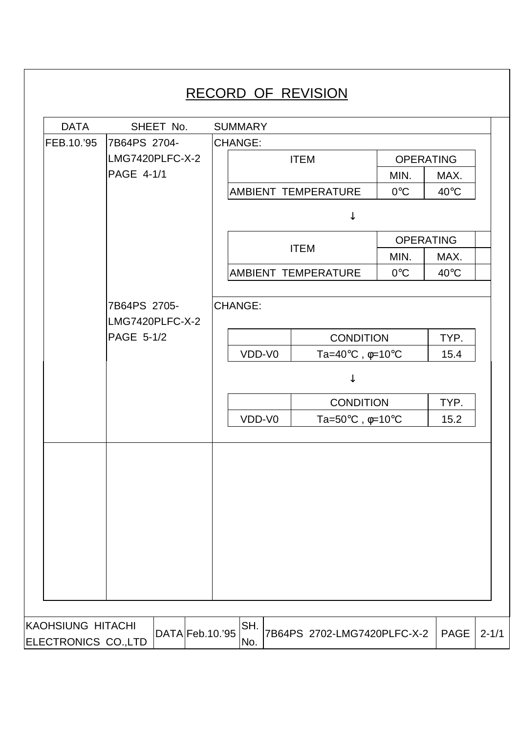# RECORD OF REVISION

| DATA | SHEET No. | SUMMARY |
|---|---|---|
| FEB.10.'95 | 7B64PS 2704-LMG7420PLFC-X-2 PAGE 4-1/1 | CHANGE: |
| | 7B64PS 2705-LMG7420PLFC-X-2 PAGE 5-1/2 | CHANGE: |

**7B64PS 2704-LMG7420PLFC-X-2 PAGE 4-1/1 — CHANGE:**

| ITEM | OPERATING | |
|---|---|---|
| | MIN. | MAX. |
| AMBIENT TEMPERATURE | 0℃ | 40℃ |

↓

| ITEM | OPERATING | | |
|---|---|---|---|
| | MIN. | MAX. | |
| AMBIENT TEMPERATURE | 0℃ | 40℃ | |

**7B64PS 2705-LMG7420PLFC-X-2 PAGE 5-1/2 — CHANGE:**

| | CONDITION | TYP. |
|---|---|---|
| VDD-V0 | Ta=40℃ , φ=10℃ | 15.4 |

↓

| | CONDITION | TYP. |
|---|---|---|
| VDD-V0 | Ta=50℃ , φ=10℃ | 15.2 |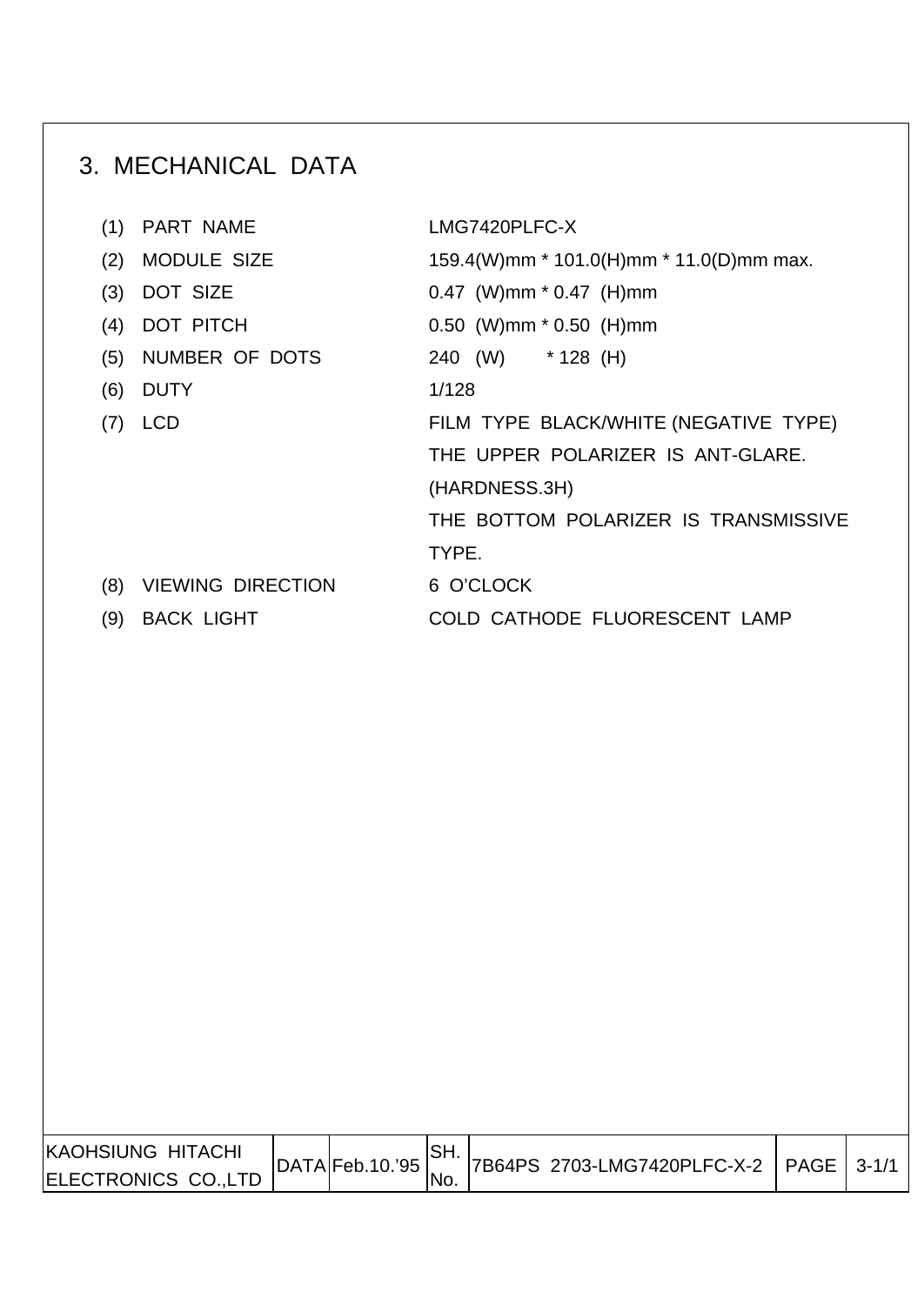## 3. MECHANICAL DATA

| | | |
|---|---|---|
| (1) | PART NAME | LMG7420PLFC-X |
| (2) | MODULE SIZE | 159.4(W)mm * 101.0(H)mm * 11.0(D)mm max. |
| (3) | DOT SIZE | 0.47 (W)mm * 0.47 (H)mm |
| (4) | DOT PITCH | 0.50 (W)mm * 0.50 (H)mm |
| (5) | NUMBER OF DOTS | 240 (W) * 128 (H) |
| (6) | DUTY | 1/128 |
| (7) | LCD | FILM TYPE BLACK/WHITE (NEGATIVE TYPE)<br>THE UPPER POLARIZER IS ANT-GLARE.<br>(HARDNESS.3H)<br>THE BOTTOM POLARIZER IS TRANSMISSIVE TYPE. |
| (8) | VIEWING DIRECTION | 6 O'CLOCK |
| (9) | BACK LIGHT | COLD CATHODE FLUORESCENT LAMP |

| KAOHSIUNG HITACHI ELECTRONICS CO.,LTD | DATA | Feb.10.'95 | SH. No. | 7B64PS 2703-LMG7420PLFC-X-2 | PAGE | 3-1/1 |
|---|---|---|---|---|---|---|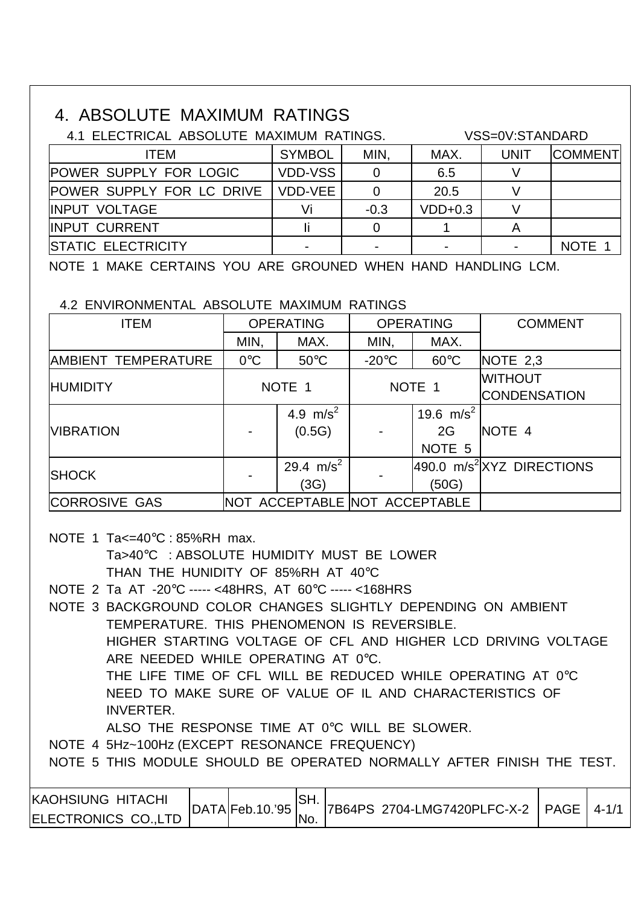# 4. ABSOLUTE MAXIMUM RATINGS

## 4.1 ELECTRICAL ABSOLUTE MAXIMUM RATINGS.

VSS=0V:STANDARD

| ITEM | SYMBOL | MIN, | MAX. | UNIT | COMMENT |
|---|---|---|---|---|---|
| POWER SUPPLY FOR LOGIC | VDD-VSS | 0 | 6.5 | V | |
| POWER SUPPLY FOR LC DRIVE | VDD-VEE | 0 | 20.5 | V | |
| INPUT VOLTAGE | Vi | -0.3 | VDD+0.3 | V | |
| INPUT CURRENT | Ii | 0 | 1 | A | |
| STATIC ELECTRICITY | - | - | - | - | NOTE 1 |

NOTE 1 MAKE CERTAINS YOU ARE GROUNED WHEN HAND HANDLING LCM.

## 4.2 ENVIRONMENTAL ABSOLUTE MAXIMUM RATINGS

| ITEM | OPERATING | | OPERATING | | COMMENT |
|---|---|---|---|---|---|
| | MIN, | MAX. | MIN, | MAX. | |
| AMBIENT TEMPERATURE | 0℃ | 50℃ | -20℃ | 60℃ | NOTE 2,3 |
| HUMIDITY | NOTE 1 | | NOTE 1 | | WITHOUT CONDENSATION |
| VIBRATION | - | 4.9 $m/s^2$ (0.5G) | - | 19.6 $m/s^2$ 2G NOTE 5 | NOTE 4 |
| SHOCK | - | 29.4 $m/s^2$ (3G) | - | 490.0 $m/s^2$ (50G) | XYZ DIRECTIONS |
| CORROSIVE GAS | NOT ACCEPTABLE | | NOT ACCEPTABLE | | |

NOTE 1 Ta<=40℃ : 85%RH max.
Ta>40℃ : ABSOLUTE HUMIDITY MUST BE LOWER THAN THE HUNIDITY OF 85%RH AT 40℃

NOTE 2 Ta AT -20℃ ----- <48HRS, AT 60℃ ----- <168HRS

NOTE 3 BACKGROUND COLOR CHANGES SLIGHTLY DEPENDING ON AMBIENT TEMPERATURE. THIS PHENOMENON IS REVERSIBLE.
HIGHER STARTING VOLTAGE OF CFL AND HIGHER LCD DRIVING VOLTAGE ARE NEEDED WHILE OPERATING AT 0℃.
THE LIFE TIME OF CFL WILL BE REDUCED WHILE OPERATING AT 0℃ NEED TO MAKE SURE OF VALUE OF IL AND CHARACTERISTICS OF INVERTER.
ALSO THE RESPONSE TIME AT 0℃ WILL BE SLOWER.

NOTE 4 5Hz~100Hz (EXCEPT RESONANCE FREQUENCY)

NOTE 5 THIS MODULE SHOULD BE OPERATED NORMALLY AFTER FINISH THE TEST.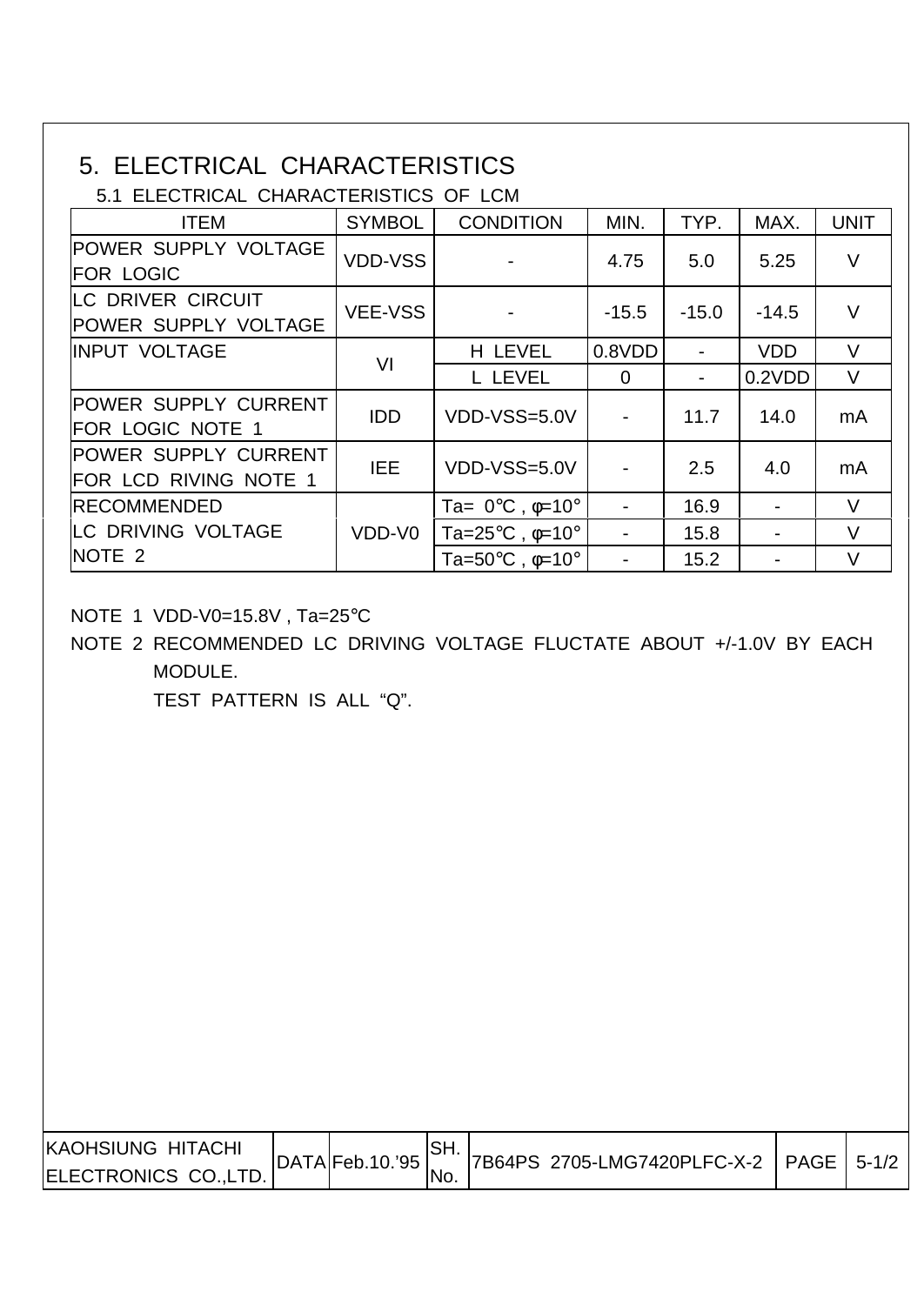# 5. ELECTRICAL CHARACTERISTICS

## 5.1 ELECTRICAL CHARACTERISTICS OF LCM

| ITEM | SYMBOL | CONDITION | MIN. | TYP. | MAX. | UNIT |
|---|---|---|---|---|---|---|
| POWER SUPPLY VOLTAGE FOR LOGIC | VDD-VSS | - | 4.75 | 5.0 | 5.25 | V |
| LC DRIVER CIRCUIT POWER SUPPLY VOLTAGE | VEE-VSS | - | -15.5 | -15.0 | -14.5 | V |
| INPUT VOLTAGE | VI | H LEVEL | 0.8VDD | - | VDD | V |
| | | L LEVEL | 0 | - | 0.2VDD | V |
| POWER SUPPLY CURRENT FOR LOGIC NOTE 1 | IDD | VDD-VSS=5.0V | - | 11.7 | 14.0 | mA |
| POWER SUPPLY CURRENT FOR LCD RIVING NOTE 1 | IEE | VDD-VSS=5.0V | - | 2.5 | 4.0 | mA |
| RECOMMENDED LC DRIVING VOLTAGE NOTE 2 | VDD-V0 | Ta= 0°C , φ=10° | - | 16.9 | - | V |
| | | Ta=25°C , φ=10° | - | 15.8 | - | V |
| | | Ta=50°C , φ=10° | - | 15.2 | - | V |

NOTE 1 VDD-V0=15.8V , Ta=25°C

NOTE 2 RECOMMENDED LC DRIVING VOLTAGE FLUCTATE ABOUT +/-1.0V BY EACH MODULE.
TEST PATTERN IS ALL "Q".

| KAOHSIUNG HITACHI ELECTRONICS CO.,LTD. | DATA | Feb.10.'95 | SH. No. | 7B64PS 2705-LMG7420PLFC-X-2 | PAGE | 5-1/2 |
|---|---|---|---|---|---|---|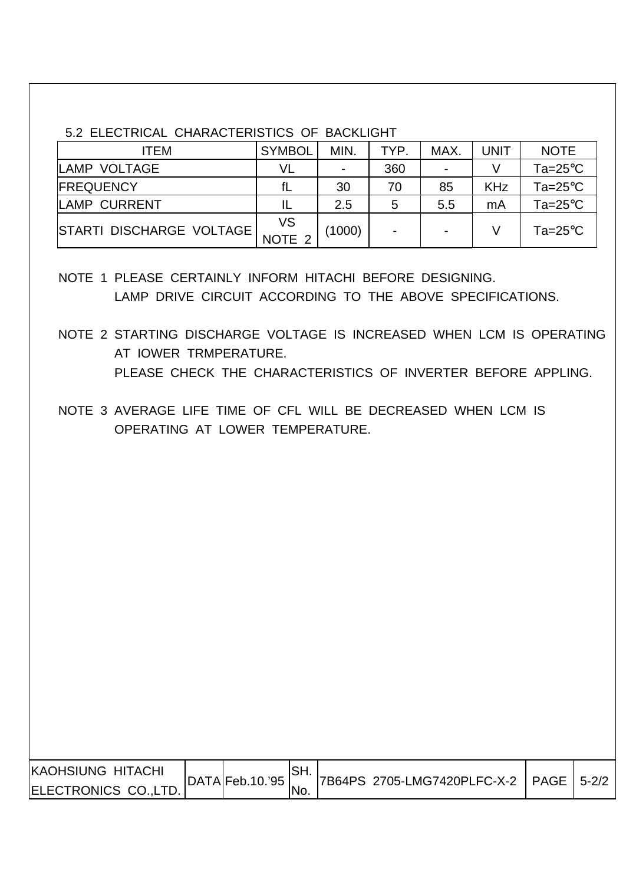### 5.2 ELECTRICAL CHARACTERISTICS OF BACKLIGHT

| ITEM | SYMBOL | MIN. | TYP. | MAX. | UNIT | NOTE |
|---|---|---|---|---|---|---|
| LAMP VOLTAGE | VL | - | 360 | - | V | Ta=25℃ |
| FREQUENCY | fL | 30 | 70 | 85 | KHz | Ta=25℃ |
| LAMP CURRENT | IL | 2.5 | 5 | 5.5 | mA | Ta=25℃ |
| STARTI DISCHARGE VOLTAGE | VS NOTE 2 | (1000) | - | - | V | Ta=25℃ |

NOTE 1 PLEASE CERTAINLY INFORM HITACHI BEFORE DESIGNING.
LAMP DRIVE CIRCUIT ACCORDING TO THE ABOVE SPECIFICATIONS.

NOTE 2 STARTING DISCHARGE VOLTAGE IS INCREASED WHEN LCM IS OPERATING AT IOWER TRMPERATURE.
PLEASE CHECK THE CHARACTERISTICS OF INVERTER BEFORE APPLING.

NOTE 3 AVERAGE LIFE TIME OF CFL WILL BE DECREASED WHEN LCM IS OPERATING AT LOWER TEMPERATURE.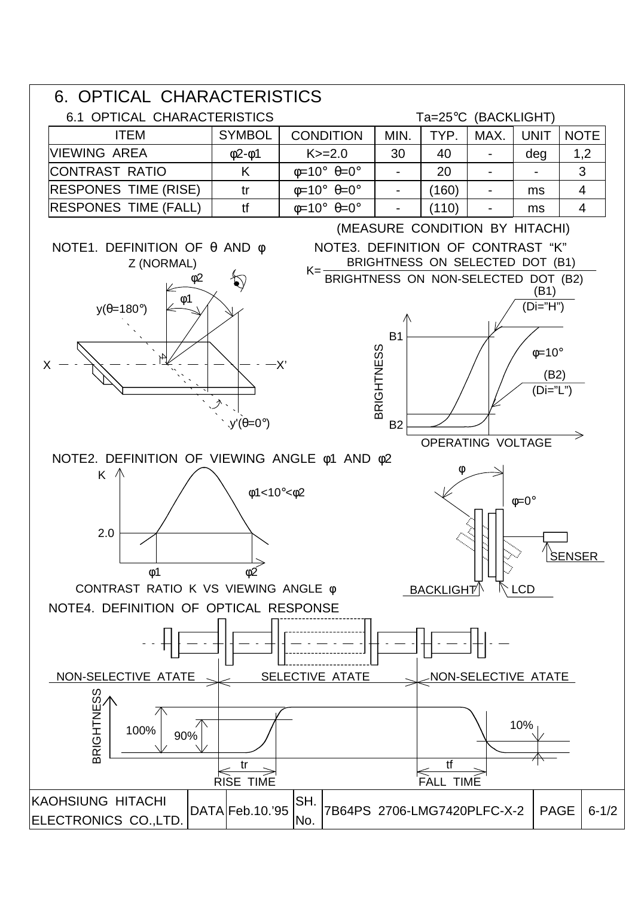# 6. OPTICAL CHARACTERISTICS

## 6.1 OPTICAL CHARACTERISTICS

Ta=25°C (BACKLIGHT)

| ITEM | SYMBOL | CONDITION | MIN. | TYP. | MAX. | UNIT | NOTE |
|---|---|---|---|---|---|---|---|
| VIEWING AREA | φ2-φ1 | K>=2.0 | 30 | 40 | - | deg | 1,2 |
| CONTRAST RATIO | K | φ=10° θ=0° | - | 20 | - | - | 3 |
| RESPONES TIME (RISE) | tr | φ=10° θ=0° | - | (160) | - | ms | 4 |
| RESPONES TIME (FALL) | tf | φ=10° θ=0° | - | (110) | - | ms | 4 |

(MEASURE CONDITION BY HITACHI)

NOTE1. DEFINITION OF θ AND φ

Z (NORMAL), φ2, φ1, y(θ=180°), X, X', y'(θ=0°)

NOTE3. DEFINITION OF CONTRAST "K"

$$K = \frac{\text{BRIGHTNESS ON SELECTED DOT (B1)}}{\text{BRIGHTNESS ON NON-SELECTED DOT (B2)}}$$

BRIGHTNESS, B1, B2, (B1) (Di="H"), φ=10°, (B2) (Di="L"), OPERATING VOLTAGE

NOTE2. DEFINITION OF VIEWING ANGLE φ1 AND φ2

K, 2.0, φ1, φ2, φ1<10°<φ2

CONTRAST RATIO K VS VIEWING ANGLE φ

φ, φ=0°, SENSER, BACKLIGHT, LCD

NOTE4. DEFINITION OF OPTICAL RESPONSE

NON-SELECTIVE ATATE, SELECTIVE ATATE, NON-SELECTIVE ATATE

BRIGHTNESS, 100%, 90%, 10%, tr, tf

RISE TIME, FALL TIME

| KAOHSIUNG HITACHI ELECTRONICS CO.,LTD. | DATA | Feb.10.'95 | SH. No. | 7B64PS 2706-LMG7420PLFC-X-2 | PAGE | 6-1/2 |
|---|---|---|---|---|---|---|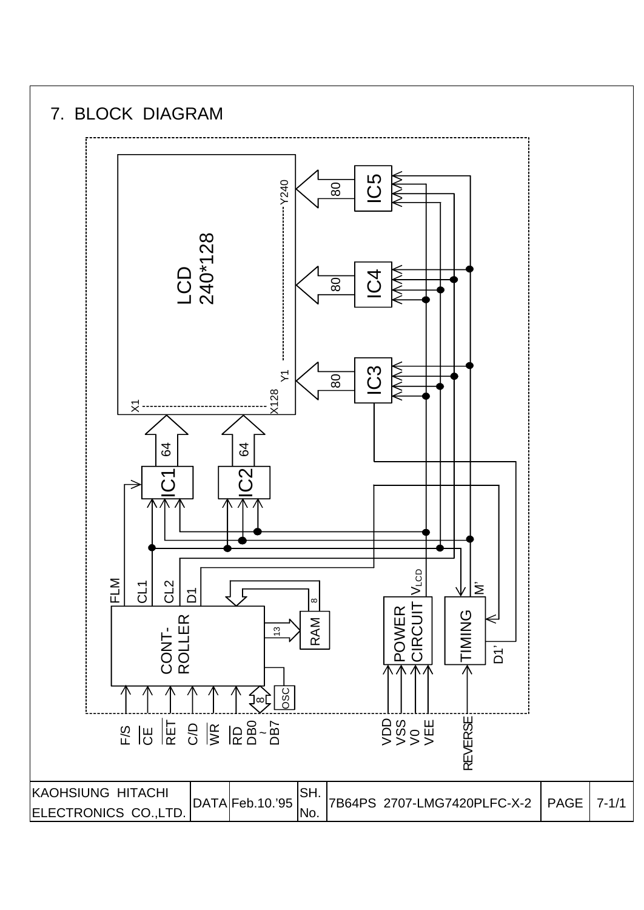## 7. BLOCK DIAGRAM

LCD 240*128

X1 ... X128, Y1 ... Y240

IC1 (64), IC2 (64), IC3 (80), IC4 (80), IC5 (80)

CONT-ROLLER, RAM (13, 8), OSC, POWER CIRCUIT, TIMING

FLM, CL1, CL2, D1, $V_{LCD}$, M', D1'

F/S, $\overline{CE}$, $\overline{RET}$, C/D, $\overline{WR}$, $\overline{RD}$, DB0 ~ DB7 (8)

VDD, VSS, V0, VEE

REVERSE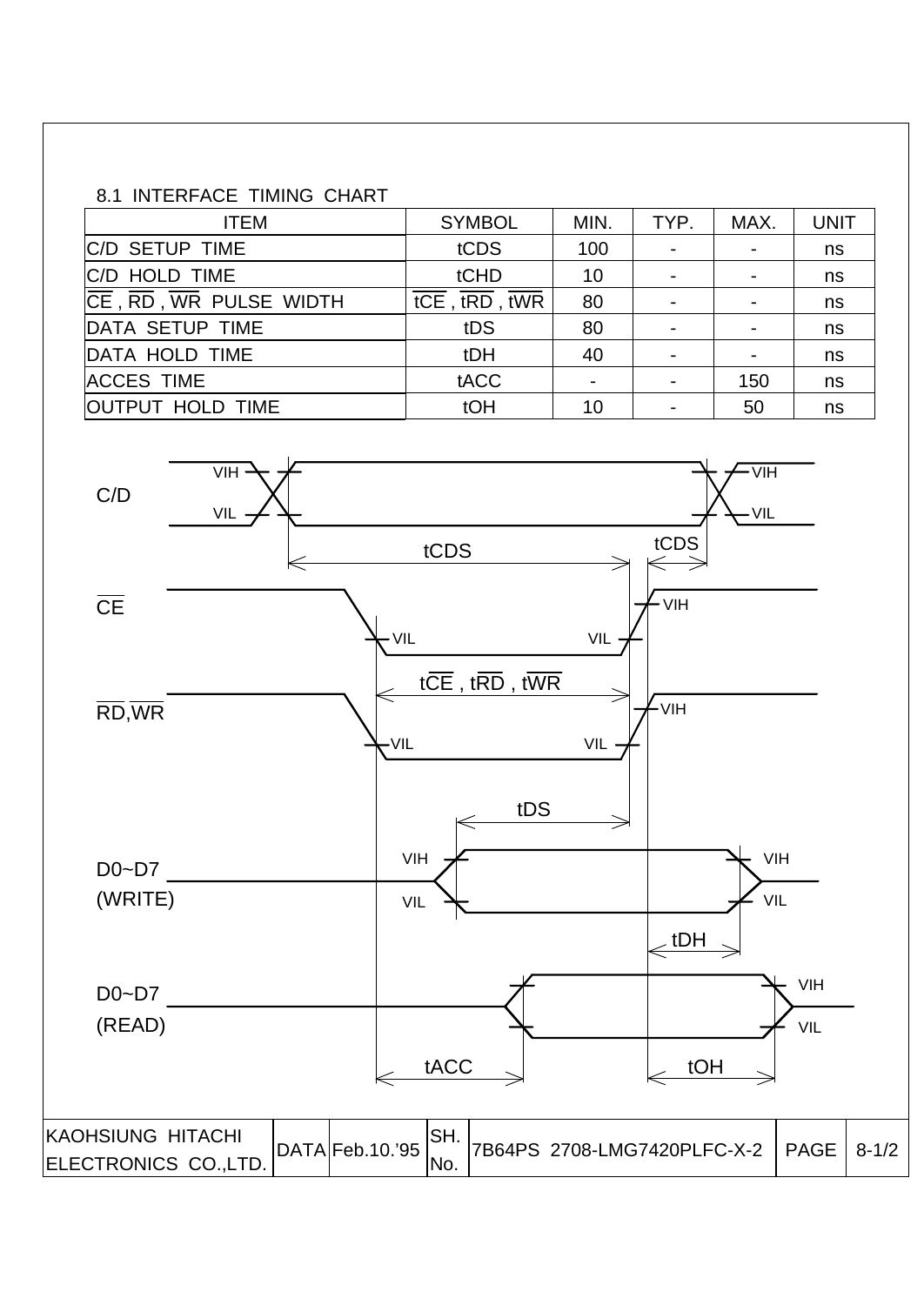8.1 INTERFACE TIMING CHART

| ITEM | SYMBOL | MIN. | TYP. | MAX. | UNIT |
|---|---|---|---|---|---|
| C/D SETUP TIME | tCDS | 100 | - | - | ns |
| C/D HOLD TIME | tCHD | 10 | - | - | ns |
| $\overline{CE}$ , $\overline{RD}$ , $\overline{WR}$ PULSE WIDTH | t$\overline{CE}$ , t$\overline{RD}$ , t$\overline{WR}$ | 80 | - | - | ns |
| DATA SETUP TIME | tDS | 80 | - | - | ns |
| DATA HOLD TIME | tDH | 40 | - | - | ns |
| ACCES TIME | tACC | - | - | 150 | ns |
| OUTPUT HOLD TIME | tOH | 10 | - | 50 | ns |

C/D

VIH VIL VIH VIL

tCDS tCDS

$\overline{CE}$

VIL VIL VIH

t$\overline{CE}$ , t$\overline{RD}$ , t$\overline{WR}$

$\overline{RD}$,$\overline{WR}$

VIL VIL VIH

tDS

D0~D7 (WRITE)

VIH VIL VIH VIL

tDH

D0~D7 (READ)

VIH VIL

tACC tOH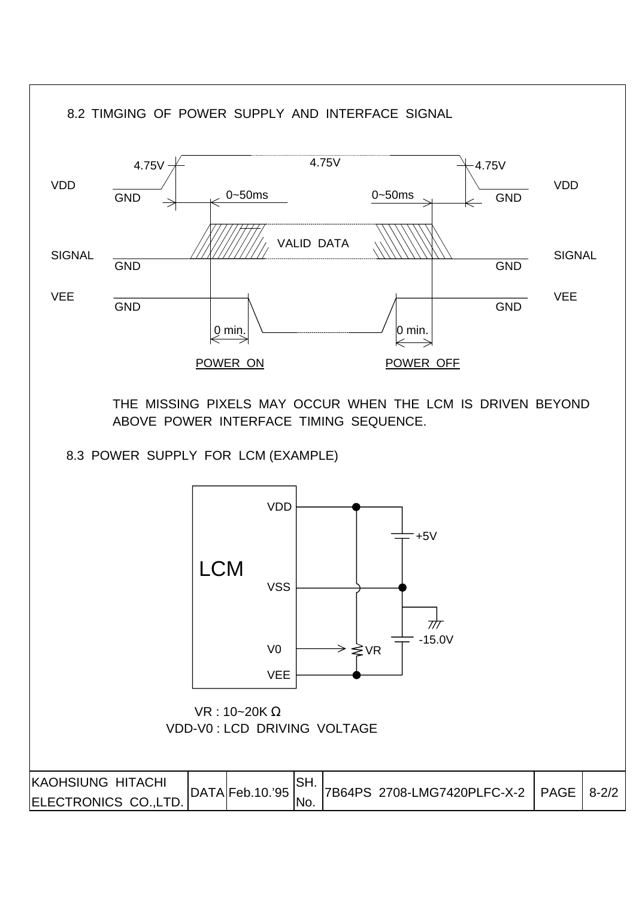## 8.2 TIMGING OF POWER SUPPLY AND INTERFACE SIGNAL

VDD 4.75V GND 0~50ms 4.75V 0~50ms 4.75V GND VDD

SIGNAL GND VALID DATA GND SIGNAL

VEE GND 0 min. 0 min. GND VEE

POWER ON POWER OFF

THE MISSING PIXELS MAY OCCUR WHEN THE LCM IS DRIVEN BEYOND ABOVE POWER INTERFACE TIMING SEQUENCE.

## 8.3 POWER SUPPLY FOR LCM (EXAMPLE)

LCM VDD VSS V0 VEE +5V -15.0V VR

VR : 10~20K Ω

VDD-V0 : LCD DRIVING VOLTAGE

| KAOHSIUNG HITACHI ELECTRONICS CO.,LTD. | DATA | Feb.10.'95 | SH. No. | 7B64PS 2708-LMG7420PLFC-X-2 | PAGE | 8-2/2 |
|---|---|---|---|---|---|---|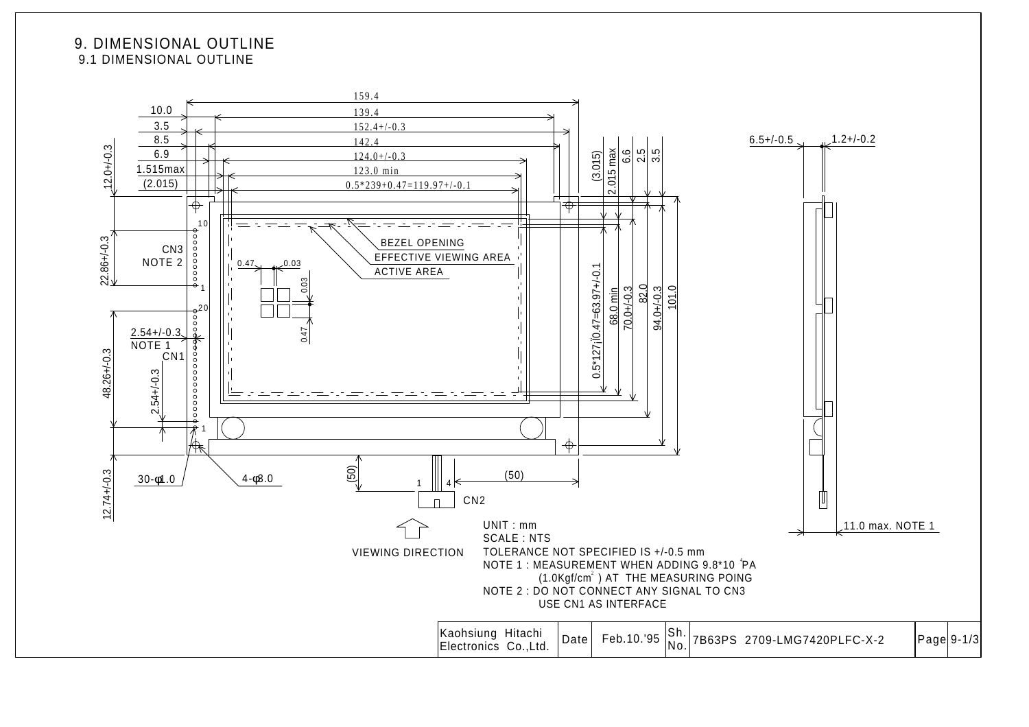# 9. DIMENSIONAL OUTLINE

## 9.1 DIMENSIONAL OUTLINE

UNIT : mm
SCALE : NTS
TOLERANCE NOT SPECIFIED IS +/-0.5 mm
NOTE 1 : MEASUREMENT WHEN ADDING 9.8*10[4]PA (1.0Kgf/cm[2] ) AT THE MEASURING POING
NOTE 2 : DO NOT CONNECT ANY SIGNAL TO CN3 USE CN1 AS INTERFACE

VIEWING DIRECTION

| Kaohsiung Hitachi Electronics Co.,Ltd. | Date | Feb.10.'95 | Sh. No. | 7B63PS 2709-LMG7420PLFC-X-2 | Page | 9-1/3 |
|---|---|---|---|---|---|---|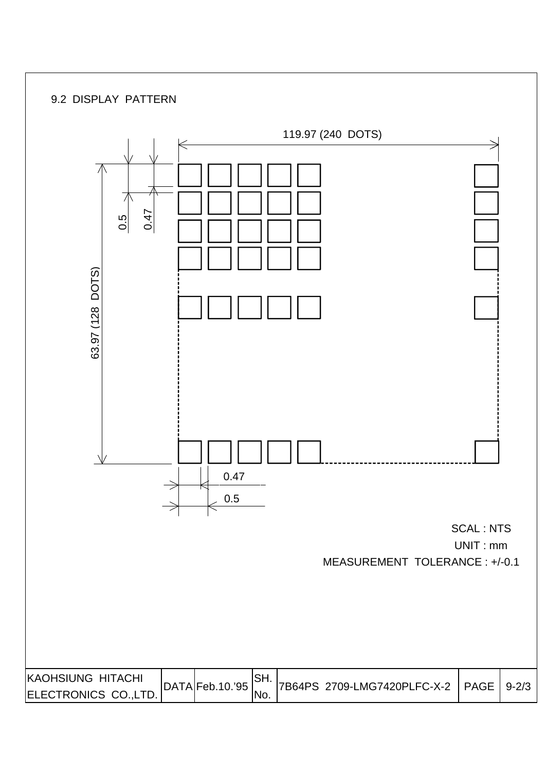## 9.2 DISPLAY PATTERN

119.97 (240 DOTS)

63.97 (128 DOTS)

0.5

0.47

0.47

0.5

SCAL : NTS

UNIT : mm

MEASUREMENT TOLERANCE : +/-0.1

| KAOHSIUNG HITACHI ELECTRONICS CO.,LTD. | DATA | Feb.10.'95 | SH. No. | 7B64PS 2709-LMG7420PLFC-X-2 | PAGE | 9-2/3 |
|---|---|---|---|---|---|---|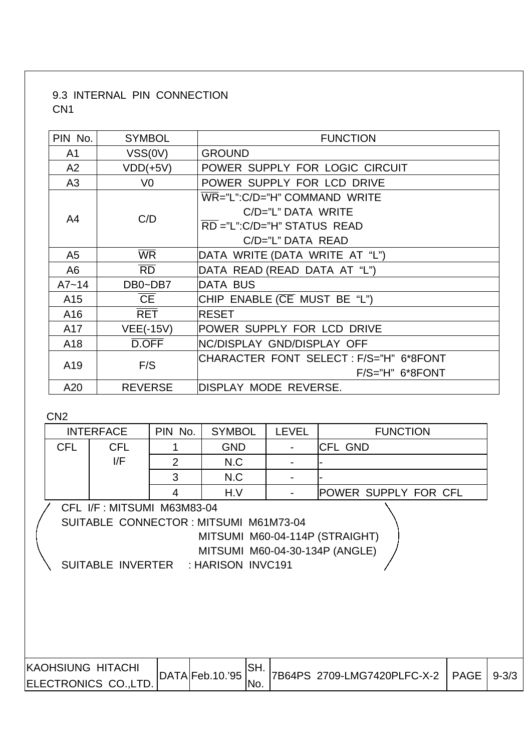## 9.3 INTERNAL PIN CONNECTION

CN1

| PIN No. | SYMBOL | FUNCTION |
|---|---|---|
| A1 | VSS(0V) | GROUND |
| A2 | VDD(+5V) | POWER SUPPLY FOR LOGIC CIRCUIT |
| A3 | V0 | POWER SUPPLY FOR LCD DRIVE |
| A4 | C/D | $\overline{WR}$="L":C/D="H" COMMAND WRITE<br>C/D="L" DATA WRITE<br>$\overline{RD}$ ="L":C/D="H" STATUS READ<br>C/D="L" DATA READ |
| A5 | $\overline{WR}$ | DATA WRITE (DATA WRITE AT "L") |
| A6 | $\overline{RD}$ | DATA READ (READ DATA AT "L") |
| A7~14 | DB0~DB7 | DATA BUS |
| A15 | $\overline{CE}$ | CHIP ENABLE ($\overline{CE}$ MUST BE "L") |
| A16 | $\overline{RET}$ | RESET |
| A17 | VEE(-15V) | POWER SUPPLY FOR LCD DRIVE |
| A18 | $\overline{D.OFF}$ | NC/DISPLAY GND/DISPLAY OFF |
| A19 | F/S | CHARACTER FONT SELECT : F/S="H" 6*8FONT<br>F/S="H" 6*8FONT |
| A20 | REVERSE | DISPLAY MODE REVERSE. |

CN2

| INTERFACE | | PIN No. | SYMBOL | LEVEL | FUNCTION |
|---|---|---|---|---|---|
| CFL | CFL I/F | 1 | GND | - | CFL GND |
| | | 2 | N.C | - | - |
| | | 3 | N.C | - | - |
| | | 4 | H.V | - | POWER SUPPLY FOR CFL |

(
CFL I/F : MITSUMI M63M83-04
SUITABLE CONNECTOR : MITSUMI M61M73-04
MITSUMI M60-04-114P (STRAIGHT)
MITSUMI M60-04-30-134P (ANGLE)
SUITABLE INVERTER : HARISON INVC191
)

| KAOHSIUNG HITACHI ELECTRONICS CO.,LTD. | DATA | Feb.10.'95 | SH. No. | 7B64PS 2709-LMG7420PLFC-X-2 | PAGE | 9-3/3 |
|---|---|---|---|---|---|---|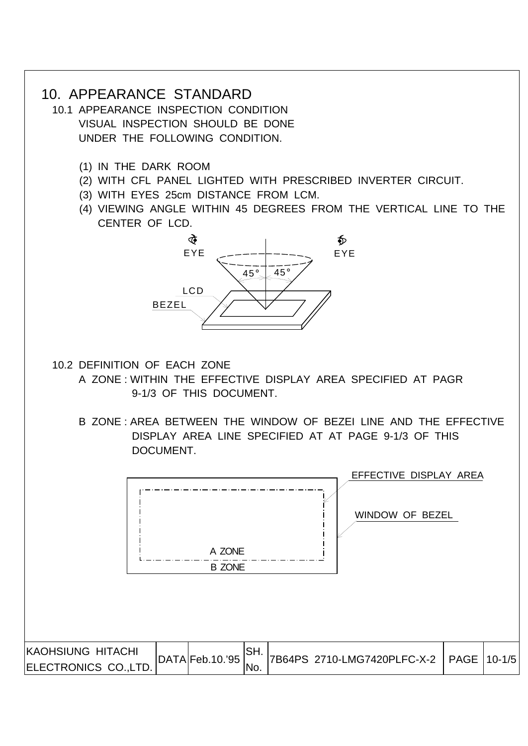# 10. APPEARANCE STANDARD

## 10.1 APPEARANCE INSPECTION CONDITION

VISUAL INSPECTION SHOULD BE DONE UNDER THE FOLLOWING CONDITION.

(1) IN THE DARK ROOM
(2) WITH CFL PANEL LIGHTED WITH PRESCRIBED INVERTER CIRCUIT.
(3) WITH EYES 25cm DISTANCE FROM LCM.
(4) VIEWING ANGLE WITHIN 45 DEGREES FROM THE VERTICAL LINE TO THE CENTER OF LCD.

EYE EYE 45° 45° LCD BEZEL

## 10.2 DEFINITION OF EACH ZONE

A ZONE : WITHIN THE EFFECTIVE DISPLAY AREA SPECIFIED AT PAGR 9-1/3 OF THIS DOCUMENT.

B ZONE : AREA BETWEEN THE WINDOW OF BEZEI LINE AND THE EFFECTIVE DISPLAY AREA LINE SPECIFIED AT AT PAGE 9-1/3 OF THIS DOCUMENT.

EFFECTIVE DISPLAY AREA

WINDOW OF BEZEL

A ZONE

B ZONE

| KAOHSIUNG HITACHI ELECTRONICS CO.,LTD. | DATA | Feb.10.'95 | SH. No. | 7B64PS 2710-LMG7420PLFC-X-2 | PAGE | 10-1/5 |
|---|---|---|---|---|---|---|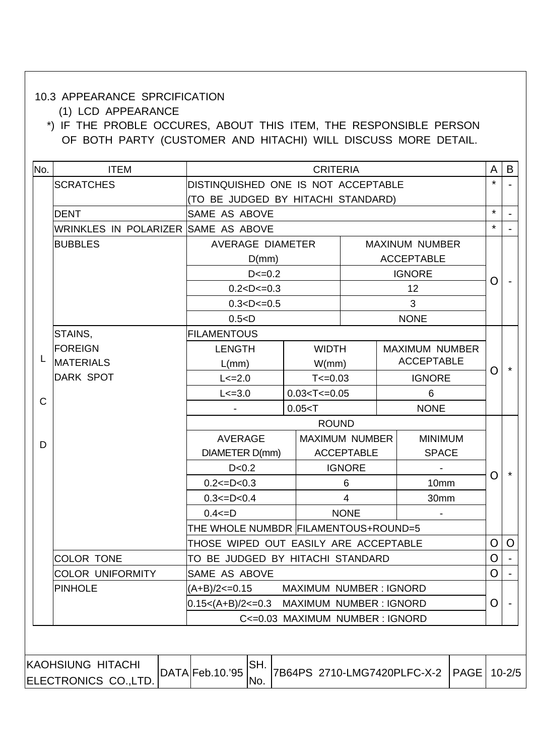10.3 APPEARANCE SPRCIFICATION

(1) LCD APPEARANCE

*) IF THE PROBLE OCCURES, ABOUT THIS ITEM, THE RESPONSIBLE PERSON OF BOTH PARTY (CUSTOMER AND HITACHI) WILL DISCUSS MORE DETAIL.

| No. | ITEM | CRITERIA | | | A | B |
|---|---|---|---|---|---|---|
| LCD | SCRATCHES | DISTINQUISHED ONE IS NOT ACCEPTABLE (TO BE JUDGED BY HITACHI STANDARD) | | | * | - |
| | DENT | SAME AS ABOVE | | | * | - |
| | WRINKLES IN POLARIZER | SAME AS ABOVE | | | * | - |
| | BUBBLES | AVERAGE DIAMETER D(mm) | MAXINUM NUMBER ACCEPTABLE | | O | - |
| | | D<=0.2 | IGNORE | | | |
| | | 0.2<D<=0.3 | 12 | | | |
| | | 0.3<D<=0.5 | 3 | | | |
| | | 0.5<D | NONE | | | |
| | STAINS, FOREIGN MATERIALS DARK SPOT | FILAMENTOUS | | | O | * |
| | | LENGTH L(mm) | WIDTH W(mm) | MAXIMUM NUMBER ACCEPTABLE | | |
| | | L<=2.0 | T<=0.03 | IGNORE | | |
| | | L<=3.0 | 0.03<T<=0.05 | 6 | | |
| | | - | 0.05<T | NONE | | |
| | | ROUND | | | O | * |
| | | AVERAGE DIAMETER D(mm) | MAXIMUM NUMBER ACCEPTABLE | MINIMUM SPACE | | |
| | | D<0.2 | IGNORE | - | | |
| | | 0.2<=D<0.3 | 6 | 10mm | | |
| | | 0.3<=D<0.4 | 4 | 30mm | | |
| | | 0.4<=D | NONE | - | | |
| | | THE WHOLE NUMBDR | FILAMENTOUS+ROUND=5 | | | |
| | | THOSE WIPED OUT EASILY ARE ACCEPTABLE | | | O | O |
| | COLOR TONE | TO BE JUDGED BY HITACHI STANDARD | | | O | - |
| | COLOR UNIFORMITY | SAME AS ABOVE | | | O | - |
| | PINHOLE | (A+B)/2<=0.15 MAXIMUM NUMBER : IGNORD | | | O | - |
| | | 0.15<(A+B)/2<=0.3 MAXIMUM NUMBER : IGNORD | | | | |
| | | C<=0.03 MAXIMUM NUMBER : IGNORD | | | | |

| KAOHSIUNG HITACHI ELECTRONICS CO.,LTD. | DATA | Feb.10.'95 | SH. No. | 7B64PS 2710-LMG7420PLFC-X-2 | PAGE | 10-2/5 |
|---|---|---|---|---|---|---|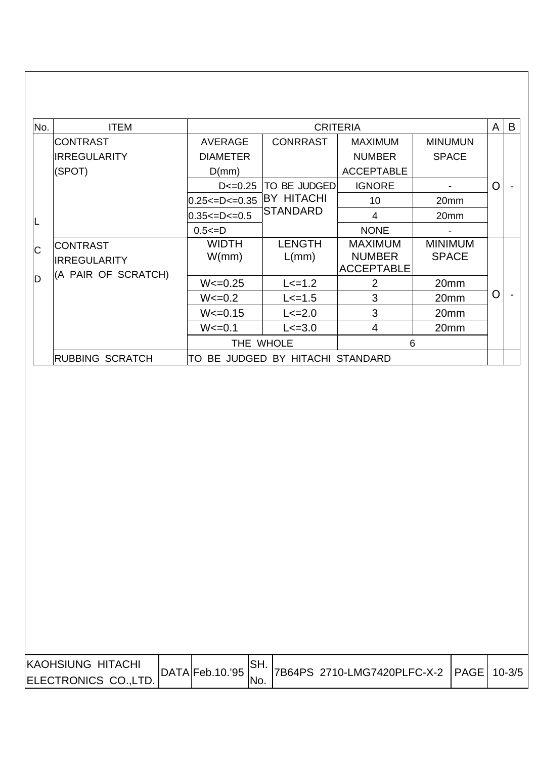| No. | ITEM | CRITERIA | | | | A | B |
|---|---|---|---|---|---|---|---|
| LCD | CONTRAST IRREGULARITY (SPOT) | AVERAGE DIAMETER D(mm) | CONRRAST | MAXIMUM NUMBER ACCEPTABLE | MINUMUN SPACE | O | - |
| | | D<=0.25 | TO BE JUDGED BY HITACHI STANDARD | IGNORE | - | | |
| | | 0.25<=D<=0.35 | | 10 | 20mm | | |
| | | 0.35<=D<=0.5 | | 4 | 20mm | | |
| | | 0.5<=D | | NONE | - | | |
| | CONTRAST IRREGULARITY (A PAIR OF SCRATCH) | WIDTH W(mm) | LENGTH L(mm) | MAXIMUM NUMBER ACCEPTABLE | MINIMUM SPACE | O | - |
| | | W<=0.25 | L<=1.2 | 2 | 20mm | | |
| | | W<=0.2 | L<=1.5 | 3 | 20mm | | |
| | | W<=0.15 | L<=2.0 | 3 | 20mm | | |
| | | W<=0.1 | L<=3.0 | 4 | 20mm | | |
| | | THE WHOLE | | 6 | | | |
| | RUBBING SCRATCH | TO BE JUDGED BY HITACHI STANDARD | | | | | |

| KAOHSIUNG HITACHI ELECTRONICS CO.,LTD. | DATA | Feb.10.'95 | SH. No. | 7B64PS 2710-LMG7420PLFC-X-2 | PAGE | 10-3/5 |
|---|---|---|---|---|---|---|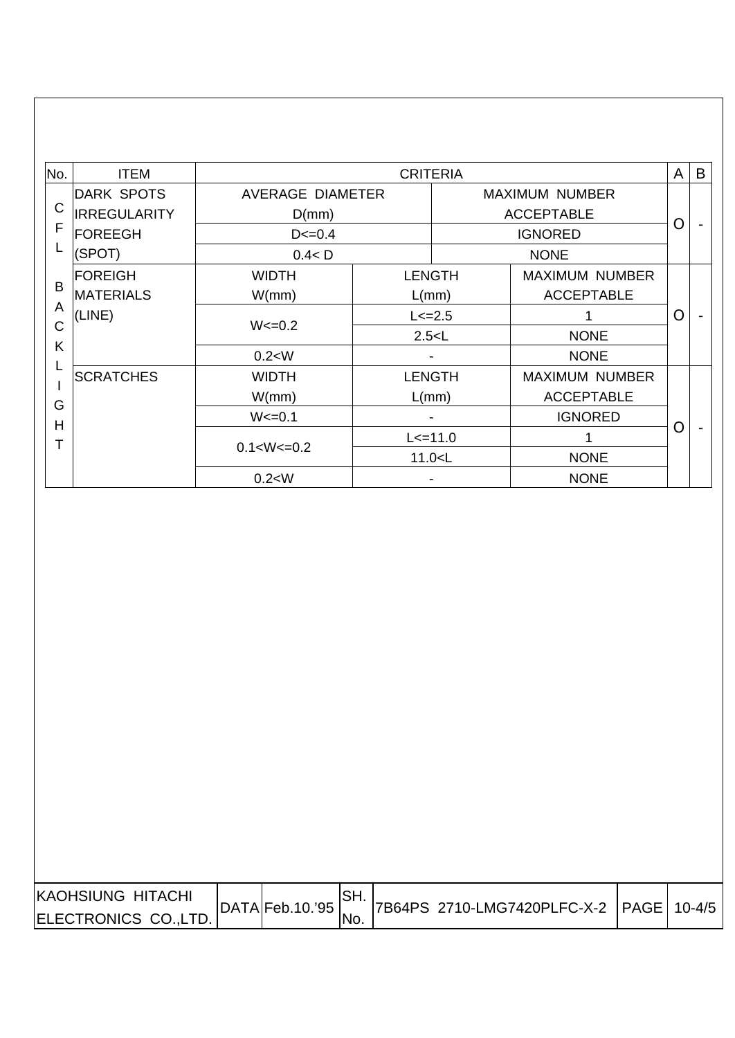| No. | ITEM | CRITERIA | | | A | B |
|---|---|---|---|---|---|---|
| CFL BACKLIGHT | DARK SPOTS IRREGULARITY FOREEGH (SPOT) | AVERAGE DIAMETER D(mm) | | MAXIMUM NUMBER ACCEPTABLE | O | - |
| | | D<=0.4 | | IGNORED | | |
| | | 0.4< D | | NONE | | |
| | FOREIGH MATERIALS (LINE) | WIDTH W(mm) | LENGTH L(mm) | MAXIMUM NUMBER ACCEPTABLE | O | - |
| | | W<=0.2 | L<=2.5 | 1 | | |
| | | | 2.5<L | NONE | | |
| | | 0.2<W | - | NONE | | |
| | SCRATCHES | WIDTH W(mm) | LENGTH L(mm) | MAXIMUM NUMBER ACCEPTABLE | O | - |
| | | W<=0.1 | - | IGNORED | | |
| | | 0.1<W<=0.2 | L<=11.0 | 1 | | |
| | | | 11.0<L | NONE | | |
| | | 0.2<W | - | NONE | | |

| KAOHSIUNG HITACHI ELECTRONICS CO.,LTD. | DATA | Feb.10.'95 | SH. No. | 7B64PS 2710-LMG7420PLFC-X-2 | PAGE | 10-4/5 |
|---|---|---|---|---|---|---|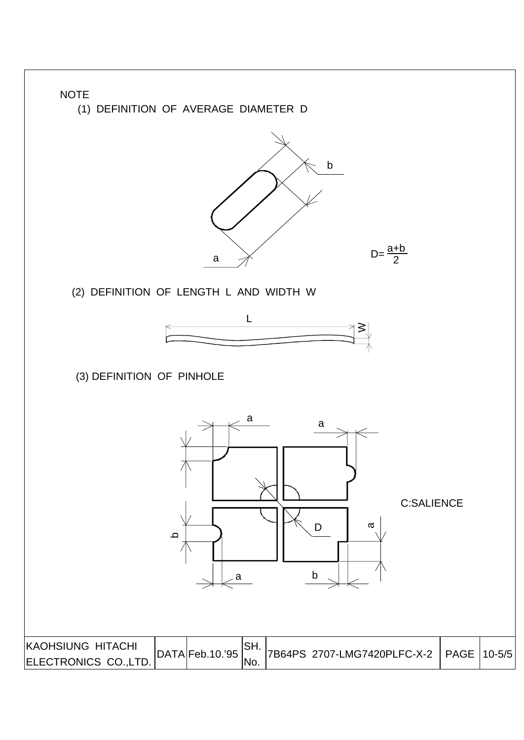NOTE

(1) DEFINITION OF AVERAGE DIAMETER D

$$D = \frac{a+b}{2}$$

(2) DEFINITION OF LENGTH L AND WIDTH W

(3) DEFINITION OF PINHOLE

C:SALIENCE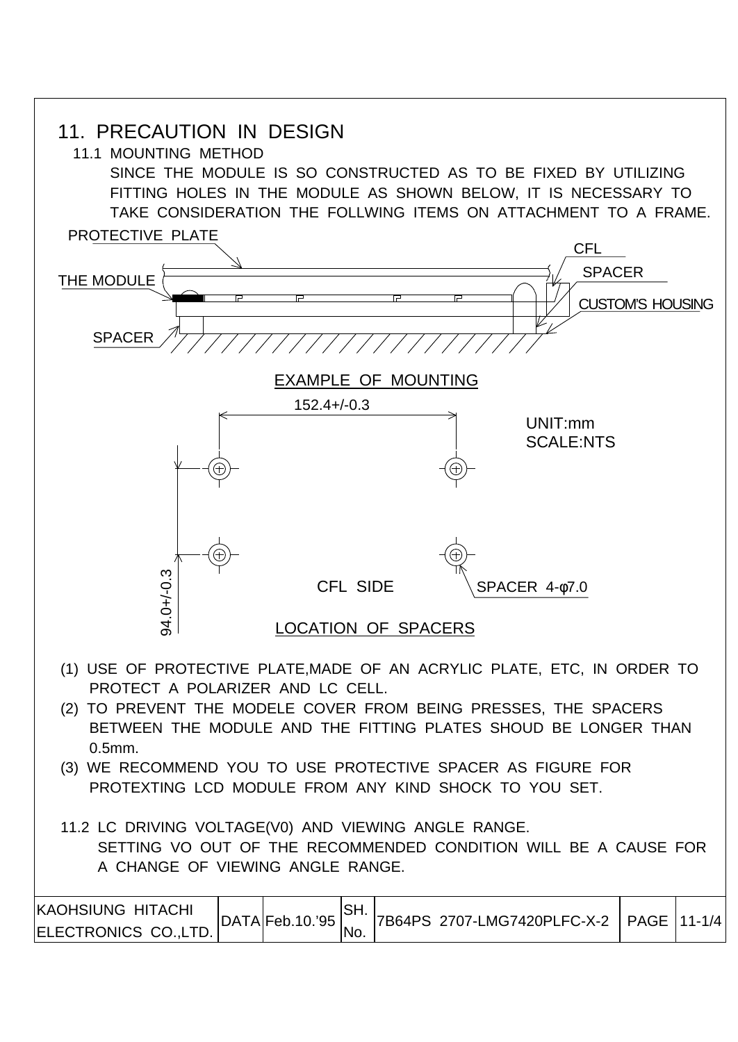# 11. PRECAUTION IN DESIGN

## 11.1 MOUNTING METHOD

SINCE THE MODULE IS SO CONSTRUCTED AS TO BE FIXED BY UTILIZING FITTING HOLES IN THE MODULE AS SHOWN BELOW, IT IS NECESSARY TO TAKE CONSIDERATION THE FOLLWING ITEMS ON ATTACHMENT TO A FRAME.

PROTECTIVE PLATE

THE MODULE

SPACER

CFL

SPACER

CUSTOM'S HOUSING

EXAMPLE OF MOUNTING

152.4+/-0.3

UNIT:mm
SCALE:NTS

94.0+/-0.3

CFL SIDE

SPACER 4-φ7.0

LOCATION OF SPACERS

(1) USE OF PROTECTIVE PLATE,MADE OF AN ACRYLIC PLATE, ETC, IN ORDER TO PROTECT A POLARIZER AND LC CELL.

(2) TO PREVENT THE MODELE COVER FROM BEING PRESSES, THE SPACERS BETWEEN THE MODULE AND THE FITTING PLATES SHOUD BE LONGER THAN 0.5mm.

(3) WE RECOMMEND YOU TO USE PROTECTIVE SPACER AS FIGURE FOR PROTEXTING LCD MODULE FROM ANY KIND SHOCK TO YOU SET.

## 11.2 LC DRIVING VOLTAGE(V0) AND VIEWING ANGLE RANGE.

SETTING VO OUT OF THE RECOMMENDED CONDITION WILL BE A CAUSE FOR A CHANGE OF VIEWING ANGLE RANGE.

| KAOHSIUNG HITACHI ELECTRONICS CO.,LTD. | DATA | Feb.10.'95 | SH. No. | 7B64PS 2707-LMG7420PLFC-X-2 | PAGE | 11-1/4 |
|---|---|---|---|---|---|---|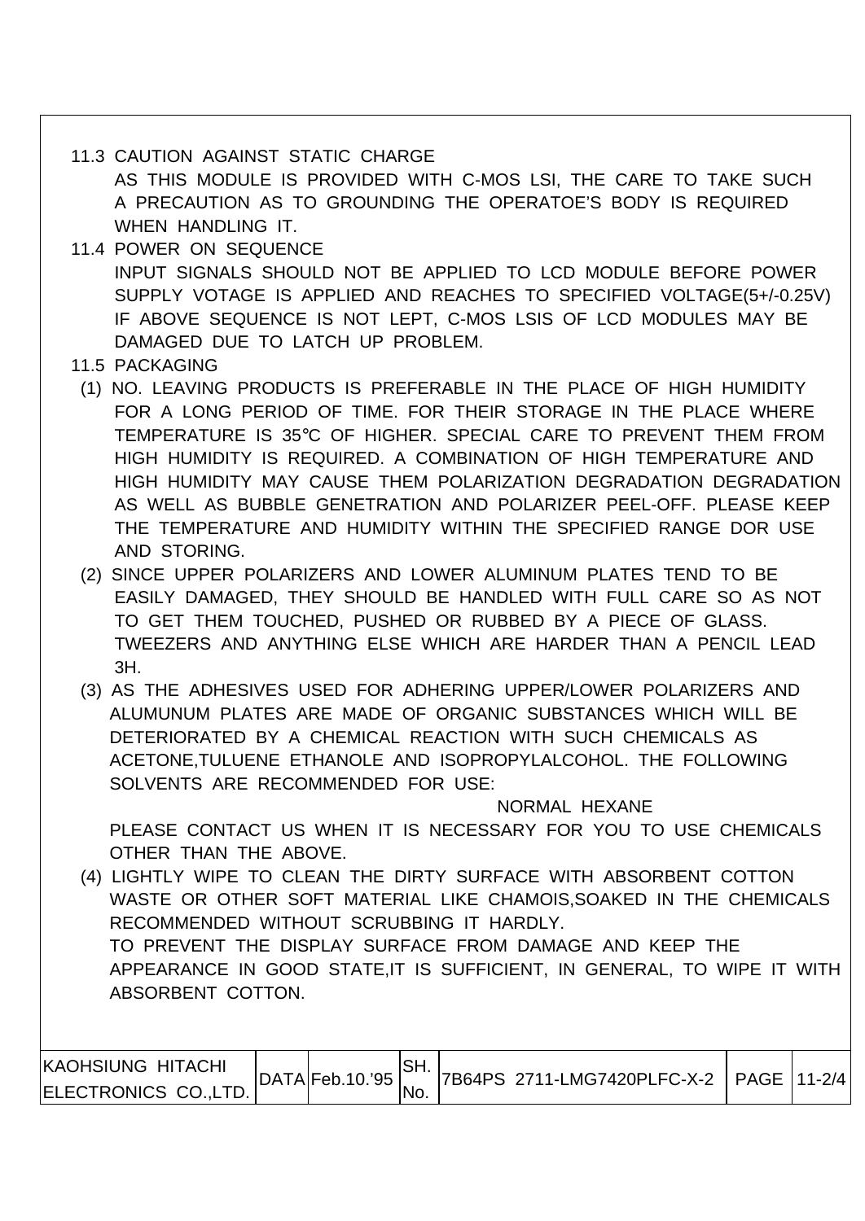11.3 CAUTION AGAINST STATIC CHARGE

AS THIS MODULE IS PROVIDED WITH C-MOS LSI, THE CARE TO TAKE SUCH A PRECAUTION AS TO GROUNDING THE OPERATOE'S BODY IS REQUIRED WHEN HANDLING IT.

11.4 POWER ON SEQUENCE

INPUT SIGNALS SHOULD NOT BE APPLIED TO LCD MODULE BEFORE POWER SUPPLY VOTAGE IS APPLIED AND REACHES TO SPECIFIED VOLTAGE(5+/-0.25V) IF ABOVE SEQUENCE IS NOT LEPT, C-MOS LSIS OF LCD MODULES MAY BE DAMAGED DUE TO LATCH UP PROBLEM.

11.5 PACKAGING

(1) NO. LEAVING PRODUCTS IS PREFERABLE IN THE PLACE OF HIGH HUMIDITY FOR A LONG PERIOD OF TIME. FOR THEIR STORAGE IN THE PLACE WHERE TEMPERATURE IS 35℃ OF HIGHER. SPECIAL CARE TO PREVENT THEM FROM HIGH HUMIDITY IS REQUIRED. A COMBINATION OF HIGH TEMPERATURE AND HIGH HUMIDITY MAY CAUSE THEM POLARIZATION DEGRADATION DEGRADATION AS WELL AS BUBBLE GENETRATION AND POLARIZER PEEL-OFF. PLEASE KEEP THE TEMPERATURE AND HUMIDITY WITHIN THE SPECIFIED RANGE DOR USE AND STORING.

(2) SINCE UPPER POLARIZERS AND LOWER ALUMINUM PLATES TEND TO BE EASILY DAMAGED, THEY SHOULD BE HANDLED WITH FULL CARE SO AS NOT TO GET THEM TOUCHED, PUSHED OR RUBBED BY A PIECE OF GLASS. TWEEZERS AND ANYTHING ELSE WHICH ARE HARDER THAN A PENCIL LEAD 3H.

(3) AS THE ADHESIVES USED FOR ADHERING UPPER/LOWER POLARIZERS AND ALUMUNUM PLATES ARE MADE OF ORGANIC SUBSTANCES WHICH WILL BE DETERIORATED BY A CHEMICAL REACTION WITH SUCH CHEMICALS AS ACETONE,TULUENE ETHANOLE AND ISOPROPYLALCOHOL. THE FOLLOWING SOLVENTS ARE RECOMMENDED FOR USE:

NORMAL HEXANE

PLEASE CONTACT US WHEN IT IS NECESSARY FOR YOU TO USE CHEMICALS OTHER THAN THE ABOVE.

(4) LIGHTLY WIPE TO CLEAN THE DIRTY SURFACE WITH ABSORBENT COTTON WASTE OR OTHER SOFT MATERIAL LIKE CHAMOIS,SOAKED IN THE CHEMICALS RECOMMENDED WITHOUT SCRUBBING IT HARDLY.

TO PREVENT THE DISPLAY SURFACE FROM DAMAGE AND KEEP THE APPEARANCE IN GOOD STATE,IT IS SUFFICIENT, IN GENERAL, TO WIPE IT WITH ABSORBENT COTTON.

| KAOHSIUNG HITACHI ELECTRONICS CO.,LTD. | DATA | Feb.10.'95 | SH. No. | 7B64PS 2711-LMG7420PLFC-X-2 | PAGE | 11-2/4 |
|---|---|---|---|---|---|---|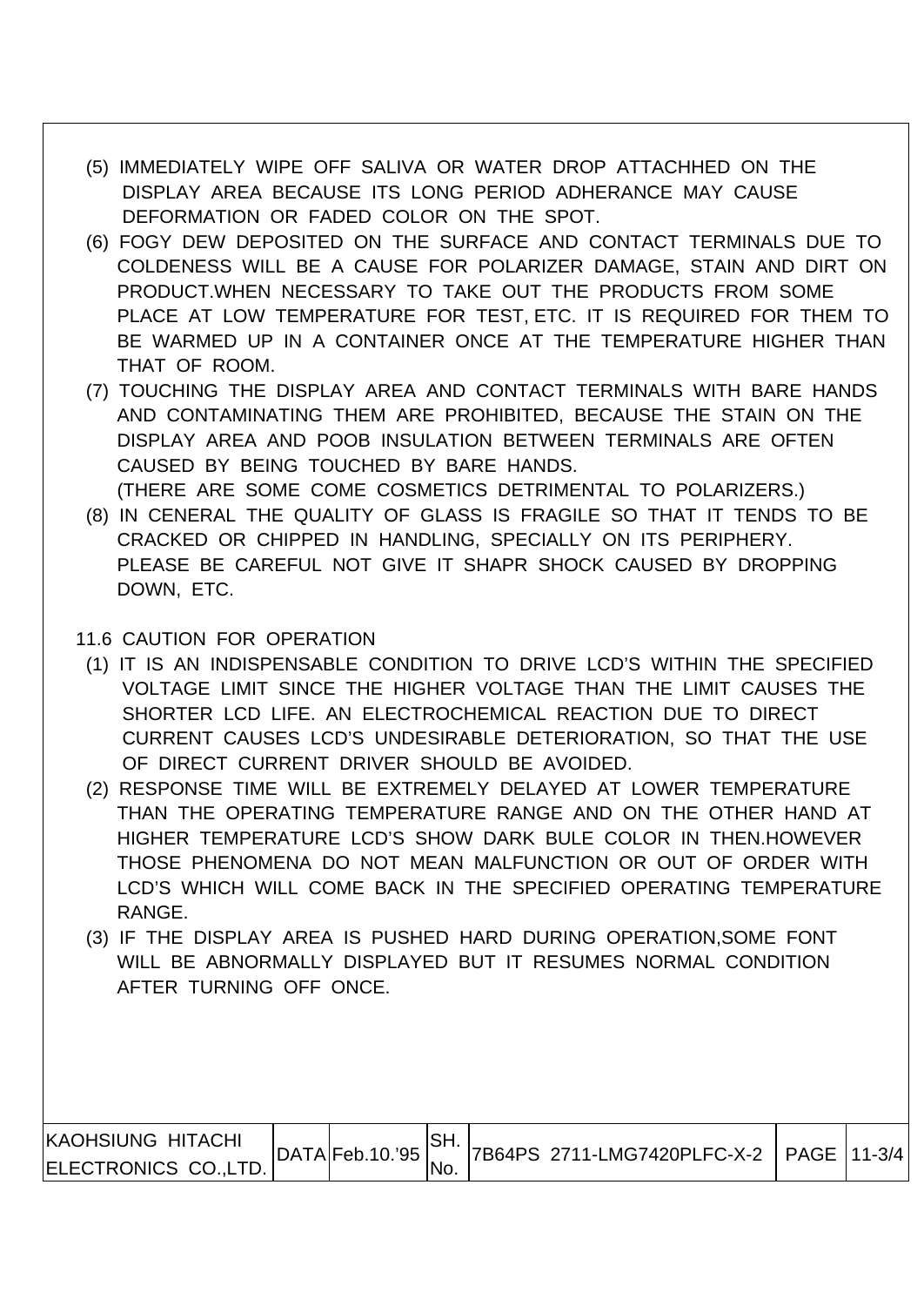(5) IMMEDIATELY WIPE OFF SALIVA OR WATER DROP ATTACHHED ON THE DISPLAY AREA BECAUSE ITS LONG PERIOD ADHERANCE MAY CAUSE DEFORMATION OR FADED COLOR ON THE SPOT.

(6) FOGY DEW DEPOSITED ON THE SURFACE AND CONTACT TERMINALS DUE TO COLDENESS WILL BE A CAUSE FOR POLARIZER DAMAGE, STAIN AND DIRT ON PRODUCT.WHEN NECESSARY TO TAKE OUT THE PRODUCTS FROM SOME PLACE AT LOW TEMPERATURE FOR TEST, ETC. IT IS REQUIRED FOR THEM TO BE WARMED UP IN A CONTAINER ONCE AT THE TEMPERATURE HIGHER THAN THAT OF ROOM.

(7) TOUCHING THE DISPLAY AREA AND CONTACT TERMINALS WITH BARE HANDS AND CONTAMINATING THEM ARE PROHIBITED, BECAUSE THE STAIN ON THE DISPLAY AREA AND POOB INSULATION BETWEEN TERMINALS ARE OFTEN CAUSED BY BEING TOUCHED BY BARE HANDS.
(THERE ARE SOME COME COSMETICS DETRIMENTAL TO POLARIZERS.)

(8) IN CENERAL THE QUALITY OF GLASS IS FRAGILE SO THAT IT TENDS TO BE CRACKED OR CHIPPED IN HANDLING, SPECIALLY ON ITS PERIPHERY. PLEASE BE CAREFUL NOT GIVE IT SHAPR SHOCK CAUSED BY DROPPING DOWN, ETC.

## 11.6 CAUTION FOR OPERATION

(1) IT IS AN INDISPENSABLE CONDITION TO DRIVE LCD'S WITHIN THE SPECIFIED VOLTAGE LIMIT SINCE THE HIGHER VOLTAGE THAN THE LIMIT CAUSES THE SHORTER LCD LIFE. AN ELECTROCHEMICAL REACTION DUE TO DIRECT CURRENT CAUSES LCD'S UNDESIRABLE DETERIORATION, SO THAT THE USE OF DIRECT CURRENT DRIVER SHOULD BE AVOIDED.

(2) RESPONSE TIME WILL BE EXTREMELY DELAYED AT LOWER TEMPERATURE THAN THE OPERATING TEMPERATURE RANGE AND ON THE OTHER HAND AT HIGHER TEMPERATURE LCD'S SHOW DARK BULE COLOR IN THEN.HOWEVER THOSE PHENOMENA DO NOT MEAN MALFUNCTION OR OUT OF ORDER WITH LCD'S WHICH WILL COME BACK IN THE SPECIFIED OPERATING TEMPERATURE RANGE.

(3) IF THE DISPLAY AREA IS PUSHED HARD DURING OPERATION,SOME FONT WILL BE ABNORMALLY DISPLAYED BUT IT RESUMES NORMAL CONDITION AFTER TURNING OFF ONCE.

| KAOHSIUNG HITACHI ELECTRONICS CO.,LTD. | DATA | Feb.10.'95 | SH. No. | 7B64PS 2711-LMG7420PLFC-X-2 | PAGE | 11-3/4 |
|---|---|---|---|---|---|---|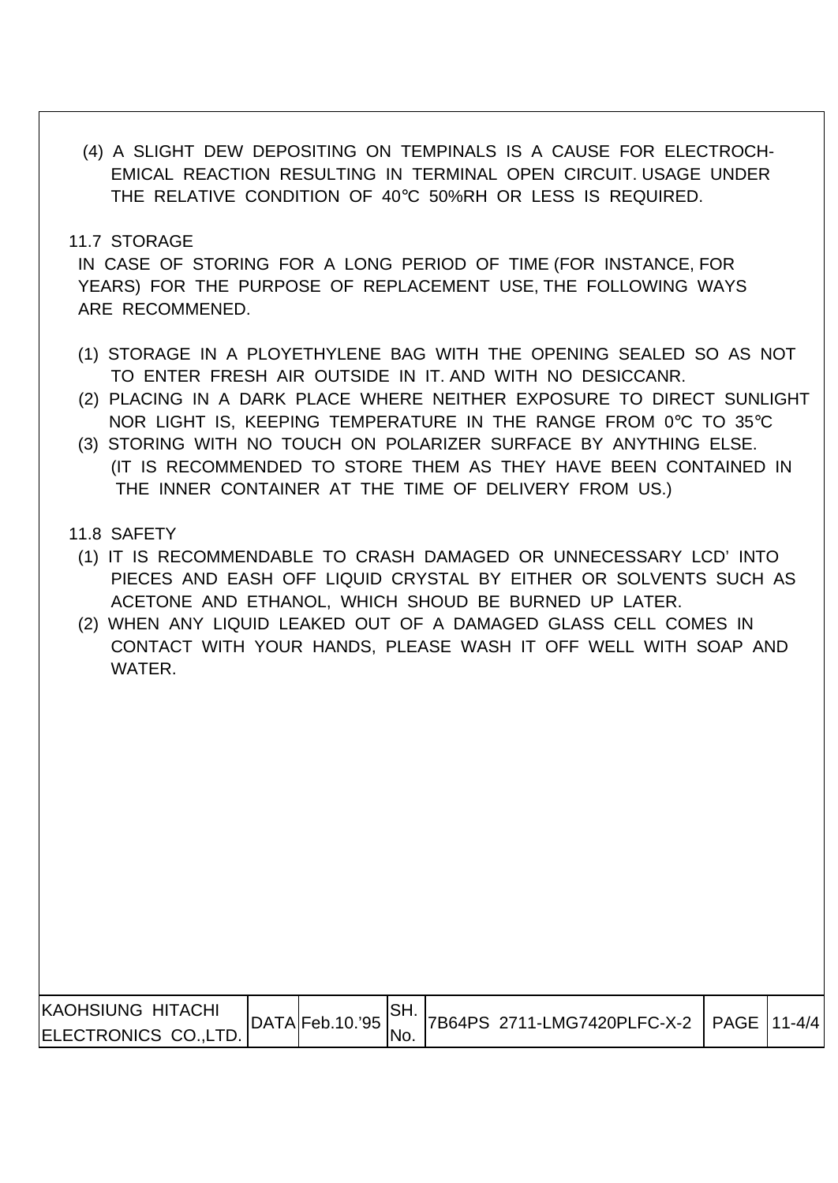(4) A SLIGHT DEW DEPOSITING ON TEMPINALS IS A CAUSE FOR ELECTROCH-EMICAL REACTION RESULTING IN TERMINAL OPEN CIRCUIT. USAGE UNDER THE RELATIVE CONDITION OF 40℃ 50%RH OR LESS IS REQUIRED.

## 11.7 STORAGE

IN CASE OF STORING FOR A LONG PERIOD OF TIME (FOR INSTANCE, FOR YEARS) FOR THE PURPOSE OF REPLACEMENT USE, THE FOLLOWING WAYS ARE RECOMMENED.

(1) STORAGE IN A PLOYETHYLENE BAG WITH THE OPENING SEALED SO AS NOT TO ENTER FRESH AIR OUTSIDE IN IT. AND WITH NO DESICCANR.
(2) PLACING IN A DARK PLACE WHERE NEITHER EXPOSURE TO DIRECT SUNLIGHT NOR LIGHT IS, KEEPING TEMPERATURE IN THE RANGE FROM 0℃ TO 35℃
(3) STORING WITH NO TOUCH ON POLARIZER SURFACE BY ANYTHING ELSE. (IT IS RECOMMENDED TO STORE THEM AS THEY HAVE BEEN CONTAINED IN THE INNER CONTAINER AT THE TIME OF DELIVERY FROM US.)

## 11.8 SAFETY

(1) IT IS RECOMMENDABLE TO CRASH DAMAGED OR UNNECESSARY LCD' INTO PIECES AND EASH OFF LIQUID CRYSTAL BY EITHER OR SOLVENTS SUCH AS ACETONE AND ETHANOL, WHICH SHOUD BE BURNED UP LATER.
(2) WHEN ANY LIQUID LEAKED OUT OF A DAMAGED GLASS CELL COMES IN CONTACT WITH YOUR HANDS, PLEASE WASH IT OFF WELL WITH SOAP AND WATER.

| KAOHSIUNG HITACHI ELECTRONICS CO.,LTD. | DATA | Feb.10.'95 | SH. No. | 7B64PS 2711-LMG7420PLFC-X-2 | PAGE | 11-4/4 |
|---|---|---|---|---|---|---|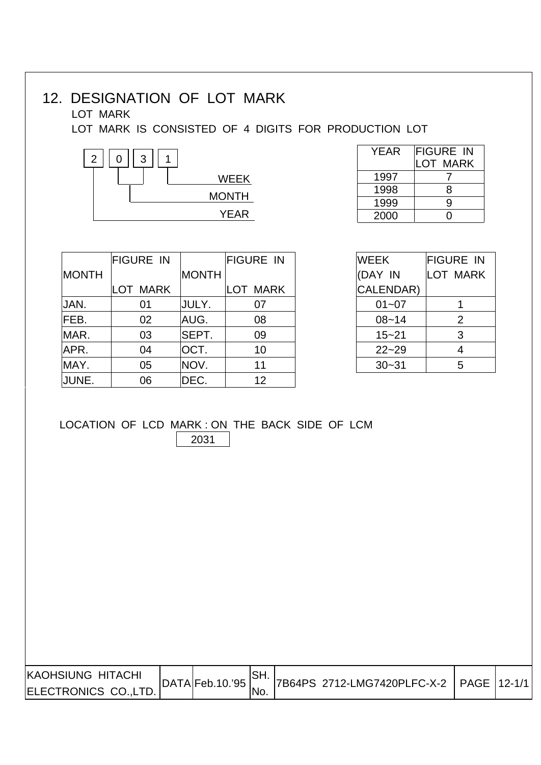# 12. DESIGNATION OF LOT MARK

LOT MARK

LOT MARK IS CONSISTED OF 4 DIGITS FOR PRODUCTION LOT

```
2  0  3  1
|  |__|  |____ WEEK
|    |________ MONTH
|_____________ YEAR
```

| YEAR | FIGURE IN LOT MARK |
|---|---|
| 1997 | 7 |
| 1998 | 8 |
| 1999 | 9 |
| 2000 | 0 |

| MONTH | FIGURE IN LOT MARK | MONTH | FIGURE IN LOT MARK |
|---|---|---|---|
| JAN. | 01 | JULY. | 07 |
| FEB. | 02 | AUG. | 08 |
| MAR. | 03 | SEPT. | 09 |
| APR. | 04 | OCT. | 10 |
| MAY. | 05 | NOV. | 11 |
| JUNE. | 06 | DEC. | 12 |

| WEEK (DAY IN CALENDAR) | FIGURE IN LOT MARK |
|---|---|
| 01~07 | 1 |
| 08~14 | 2 |
| 15~21 | 3 |
| 22~29 | 4 |
| 30~31 | 5 |

LOCATION OF LCD MARK : ON THE BACK SIDE OF LCM

2031

| KAOHSIUNG HITACHI ELECTRONICS CO.,LTD. | DATA | Feb.10.'95 | SH. No. | 7B64PS 2712-LMG7420PLFC-X-2 | PAGE | 12-1/1 |
|---|---|---|---|---|---|---|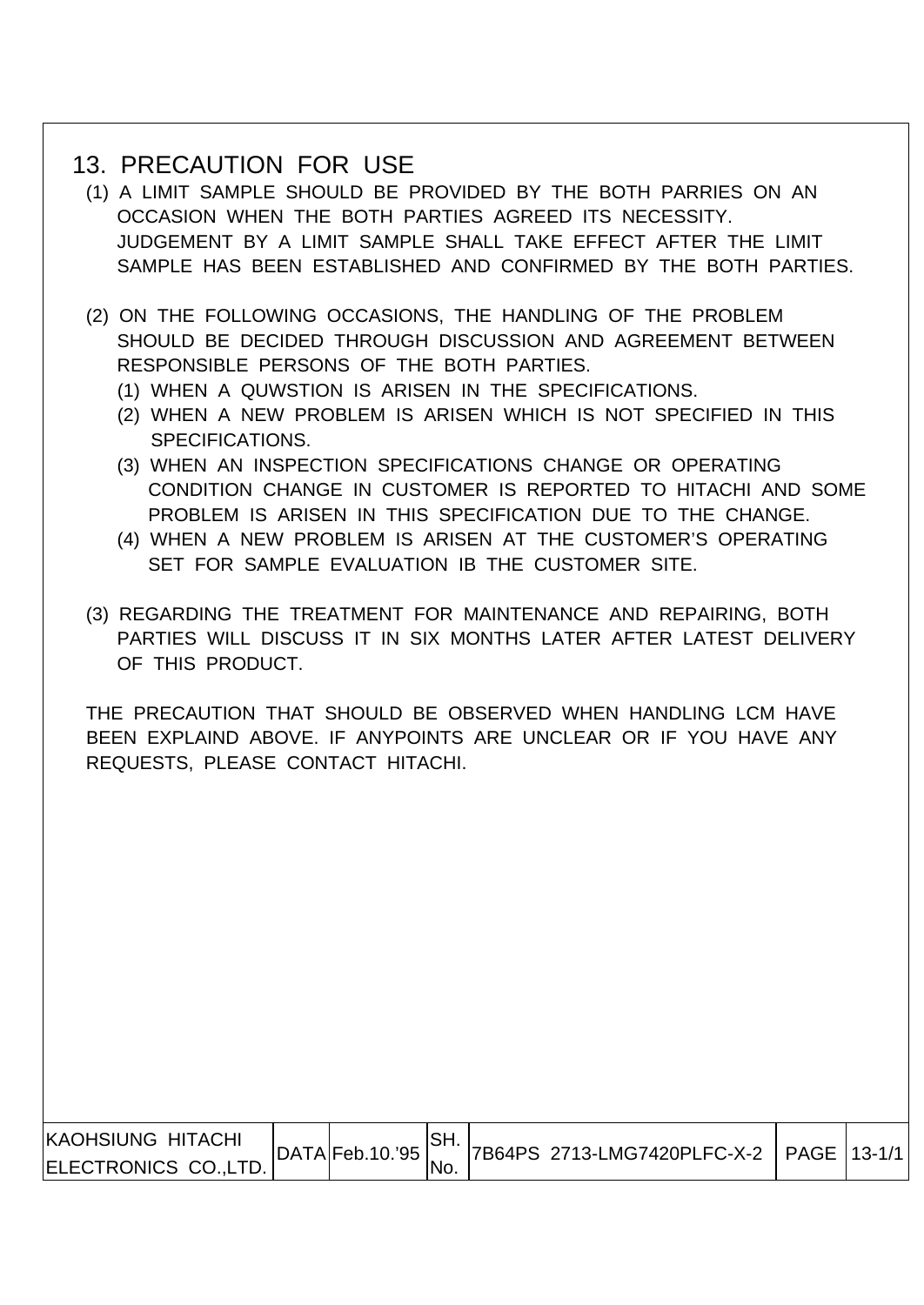## 13. PRECAUTION FOR USE

(1) A LIMIT SAMPLE SHOULD BE PROVIDED BY THE BOTH PARRIES ON AN OCCASION WHEN THE BOTH PARTIES AGREED ITS NECESSITY. JUDGEMENT BY A LIMIT SAMPLE SHALL TAKE EFFECT AFTER THE LIMIT SAMPLE HAS BEEN ESTABLISHED AND CONFIRMED BY THE BOTH PARTIES.

(2) ON THE FOLLOWING OCCASIONS, THE HANDLING OF THE PROBLEM SHOULD BE DECIDED THROUGH DISCUSSION AND AGREEMENT BETWEEN RESPONSIBLE PERSONS OF THE BOTH PARTIES.

- (1) WHEN A QUWSTION IS ARISEN IN THE SPECIFICATIONS.
- (2) WHEN A NEW PROBLEM IS ARISEN WHICH IS NOT SPECIFIED IN THIS SPECIFICATIONS.
- (3) WHEN AN INSPECTION SPECIFICATIONS CHANGE OR OPERATING CONDITION CHANGE IN CUSTOMER IS REPORTED TO HITACHI AND SOME PROBLEM IS ARISEN IN THIS SPECIFICATION DUE TO THE CHANGE.
- (4) WHEN A NEW PROBLEM IS ARISEN AT THE CUSTOMER'S OPERATING SET FOR SAMPLE EVALUATION IB THE CUSTOMER SITE.

(3) REGARDING THE TREATMENT FOR MAINTENANCE AND REPAIRING, BOTH PARTIES WILL DISCUSS IT IN SIX MONTHS LATER AFTER LATEST DELIVERY OF THIS PRODUCT.

THE PRECAUTION THAT SHOULD BE OBSERVED WHEN HANDLING LCM HAVE BEEN EXPLAIND ABOVE. IF ANYPOINTS ARE UNCLEAR OR IF YOU HAVE ANY REQUESTS, PLEASE CONTACT HITACHI.